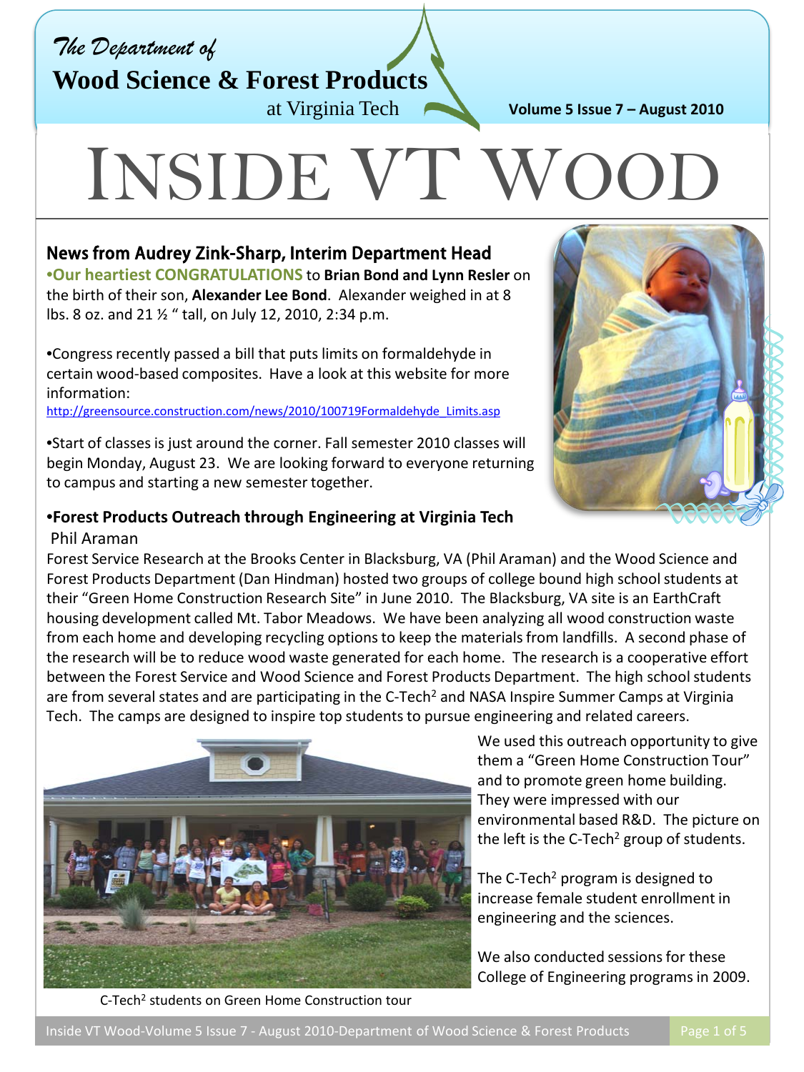*The Department of*

**Wood Science & Forest Products**

at Virginia Tech

**Volume 5 Issue 7 – August 2010**

# INSIDE VT WOOD

## News from Audrey Zink-Sharp, Interim Department Head

•**Our heartiest CONGRATULATIONS** to **Brian Bond and Lynn Resler** on the birth of their son, **Alexander Lee Bond**. Alexander weighed in at 8 lbs. 8 oz. and 21 ½ " tall, on July 12, 2010, 2:34 p.m.

•Congress recently passed a bill that puts limits on formaldehyde in certain wood-based composites. Have a look at this website for more information:
http://greensource.construction.com/news/2010/100719Formaldehyde_Limits.asp

•Start of classes is just around the corner. Fall semester 2010 classes will begin Monday, August 23. We are looking forward to everyone returning to campus and starting a new semester together.

### •Forest Products Outreach through Engineering at Virginia Tech

Phil Araman

Forest Service Research at the Brooks Center in Blacksburg, VA (Phil Araman) and the Wood Science and Forest Products Department (Dan Hindman) hosted two groups of college bound high school students at their "Green Home Construction Research Site" in June 2010. The Blacksburg, VA site is an EarthCraft housing development called Mt. Tabor Meadows. We have been analyzing all wood construction waste from each home and developing recycling options to keep the materials from landfills. A second phase of the research will be to reduce wood waste generated for each home. The research is a cooperative effort between the Forest Service and Wood Science and Forest Products Department. The high school students are from several states and are participating in the C-Tech² and NASA Inspire Summer Camps at Virginia Tech. The camps are designed to inspire top students to pursue engineering and related careers.

We used this outreach opportunity to give them a "Green Home Construction Tour" and to promote green home building. They were impressed with our environmental based R&D. The picture on the left is the C-Tech² group of students.

The C-Tech² program is designed to increase female student enrollment in engineering and the sciences.

We also conducted sessions for these College of Engineering programs in 2009.

C-Tech² students on Green Home Construction tour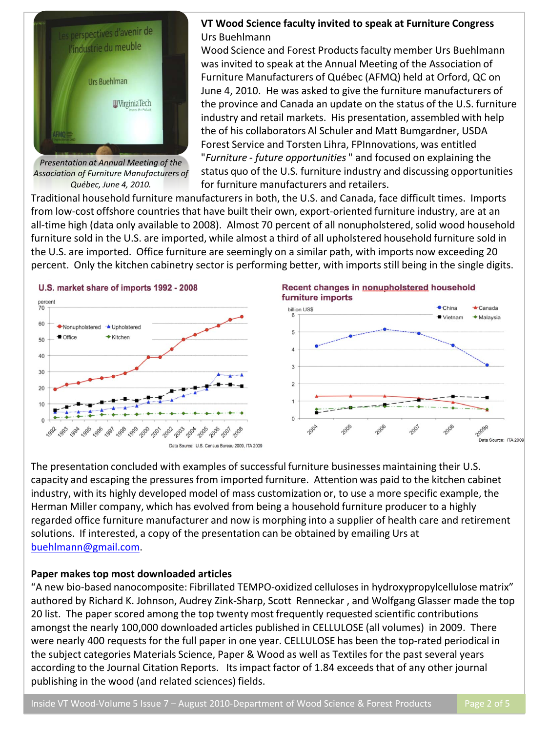## VT Wood Science faculty invited to speak at Furniture Congress

Urs Buehlmann

*Presentation at Annual Meeting of the Association of Furniture Manufacturers of Québec, June 4, 2010.*

Wood Science and Forest Products faculty member Urs Buehlmann was invited to speak at the Annual Meeting of the Association of Furniture Manufacturers of Québec (AFMQ) held at Orford, QC on June 4, 2010. He was asked to give the furniture manufacturers of the province and Canada an update on the status of the U.S. furniture industry and retail markets. His presentation, assembled with help the of his collaborators Al Schuler and Matt Bumgardner, USDA Forest Service and Torsten Lihra, FPInnovations, was entitled "*Furniture - future opportunities* " and focused on explaining the status quo of the U.S. furniture industry and discussing opportunities for furniture manufacturers and retailers.

Traditional household furniture manufacturers in both, the U.S. and Canada, face difficult times. Imports from low-cost offshore countries that have built their own, export-oriented furniture industry, are at an all-time high (data only available to 2008). Almost 70 percent of all nonupholstered, solid wood household furniture sold in the U.S. are imported, while almost a third of all upholstered household furniture sold in the U.S. are imported. Office furniture are seemingly on a similar path, with imports now exceeding 20 percent. Only the kitchen cabinetry sector is performing better, with imports still being in the single digits.

**U.S. market share of imports 1992 - 2008**

Data Source: U.S. Census Bureau 2009, ITA 2009

**Recent changes in nonupholstered household furniture imports**

Data Source: ITA 2009

The presentation concluded with examples of successful furniture businesses maintaining their U.S. capacity and escaping the pressures from imported furniture. Attention was paid to the kitchen cabinet industry, with its highly developed model of mass customization or, to use a more specific example, the Herman Miller company, which has evolved from being a household furniture producer to a highly regarded office furniture manufacturer and now is morphing into a supplier of health care and retirement solutions. If interested, a copy of the presentation can be obtained by emailing Urs at buehlmann@gmail.com.

**Paper makes top most downloaded articles**

"A new bio-based nanocomposite: Fibrillated TEMPO-oxidized celluloses in hydroxypropylcellulose matrix" authored by Richard K. Johnson, Audrey Zink-Sharp, Scott Renneckar , and Wolfgang Glasser made the top 20 list. The paper scored among the top twenty most frequently requested scientific contributions amongst the nearly 100,000 downloaded articles published in CELLULOSE (all volumes) in 2009. There were nearly 400 requests for the full paper in one year. CELLULOSE has been the top-rated periodical in the subject categories Materials Science, Paper & Wood as well as Textiles for the past several years according to the Journal Citation Reports. Its impact factor of 1.84 exceeds that of any other journal publishing in the wood (and related sciences) fields.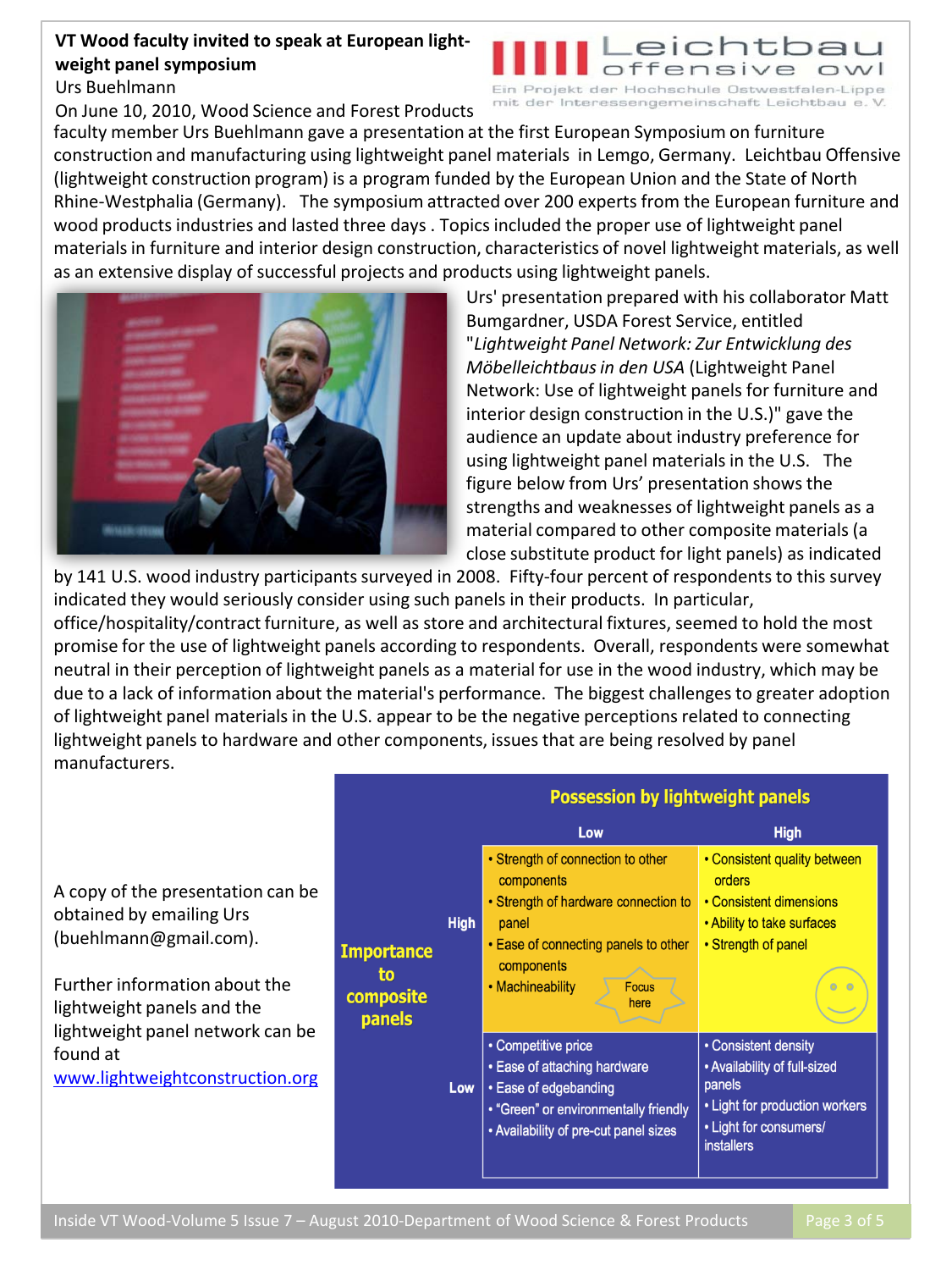## VT Wood faculty invited to speak at European light-weight panel symposium

Urs Buehlmann

On June 10, 2010, Wood Science and Forest Products faculty member Urs Buehlmann gave a presentation at the first European Symposium on furniture construction and manufacturing using lightweight panel materials in Lemgo, Germany. Leichtbau Offensive (lightweight construction program) is a program funded by the European Union and the State of North Rhine-Westphalia (Germany). The symposium attracted over 200 experts from the European furniture and wood products industries and lasted three days . Topics included the proper use of lightweight panel materials in furniture and interior design construction, characteristics of novel lightweight materials, as well as an extensive display of successful projects and products using lightweight panels.

Urs' presentation prepared with his collaborator Matt Bumgardner, USDA Forest Service, entitled "*Lightweight Panel Network: Zur Entwicklung des Möbelleichtbaus in den USA* (Lightweight Panel Network: Use of lightweight panels for furniture and interior design construction in the U.S.)" gave the audience an update about industry preference for using lightweight panel materials in the U.S. The figure below from Urs' presentation shows the strengths and weaknesses of lightweight panels as a material compared to other composite materials (a close substitute product for light panels) as indicated by 141 U.S. wood industry participants surveyed in 2008. Fifty-four percent of respondents to this survey indicated they would seriously consider using such panels in their products. In particular, office/hospitality/contract furniture, as well as store and architectural fixtures, seemed to hold the most promise for the use of lightweight panels according to respondents. Overall, respondents were somewhat neutral in their perception of lightweight panels as a material for use in the wood industry, which may be due to a lack of information about the material's performance. The biggest challenges to greater adoption of lightweight panel materials in the U.S. appear to be the negative perceptions related to connecting lightweight panels to hardware and other components, issues that are being resolved by panel manufacturers.

A copy of the presentation can be obtained by emailing Urs (buehlmann@gmail.com).

Further information about the lightweight panels and the lightweight panel network can be found at [www.lightweightconstruction.org](http://www.lightweightconstruction.org)

**Possession by lightweight panels**

| Importance to composite panels | Low | High |
|---|---|---|
| High | • Strength of connection to other components<br>• Strength of hardware connection to panel<br>• Ease of connecting panels to other components<br>• Machineability<br>Focus here | • Consistent quality between orders<br>• Consistent dimensions<br>• Ability to take surfaces<br>• Strength of panel |
| Low | • Competitive price<br>• Ease of attaching hardware<br>• Ease of edgebanding<br>• "Green" or environmentally friendly<br>• Availability of pre-cut panel sizes | • Consistent density<br>• Availability of full-sized panels<br>• Light for production workers<br>• Light for consumers/ installers |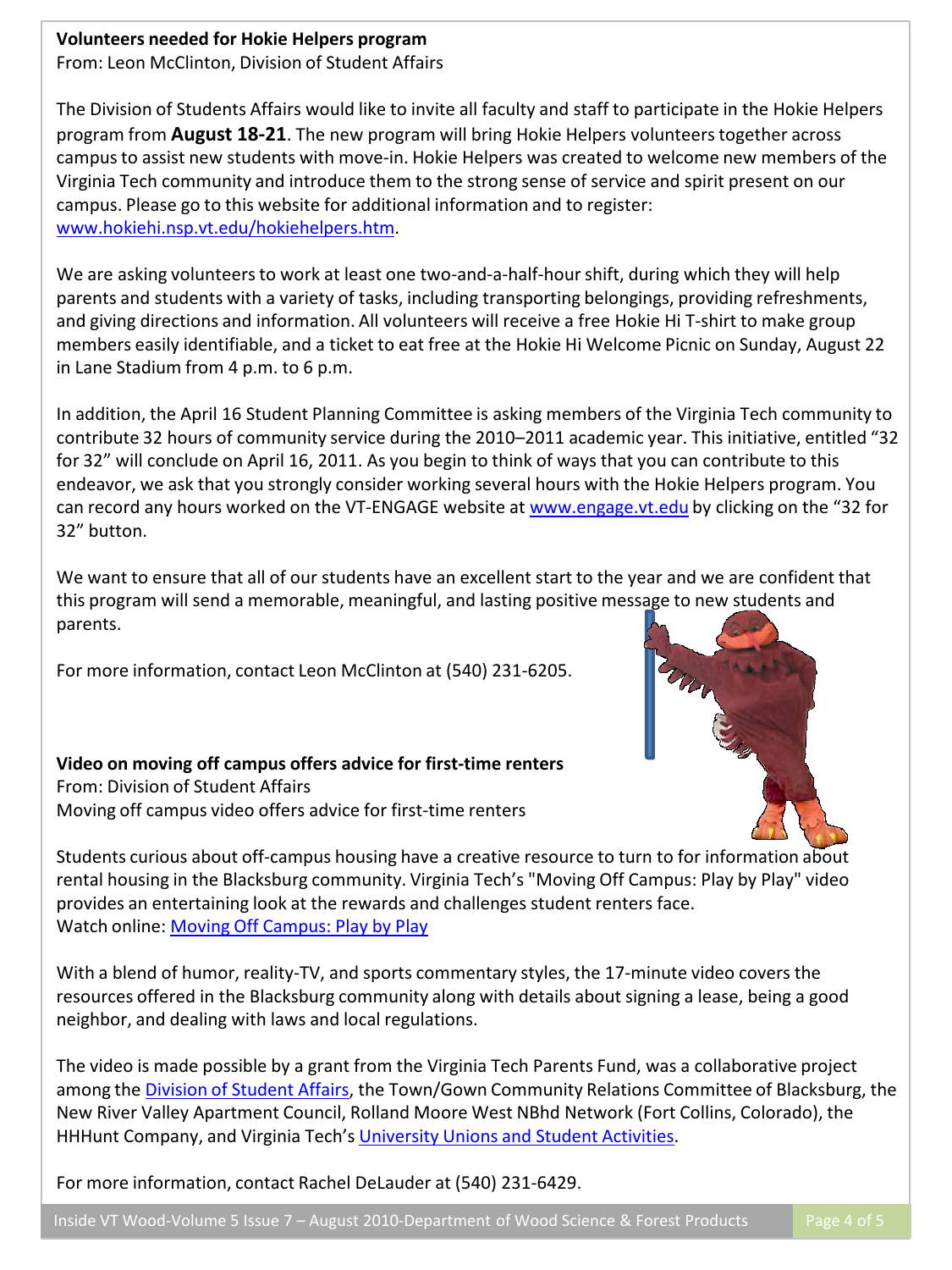**Volunteers needed for Hokie Helpers program**
From: Leon McClinton, Division of Student Affairs

The Division of Students Affairs would like to invite all faculty and staff to participate in the Hokie Helpers program from **August 18-21**. The new program will bring Hokie Helpers volunteers together across campus to assist new students with move-in. Hokie Helpers was created to welcome new members of the Virginia Tech community and introduce them to the strong sense of service and spirit present on our campus. Please go to this website for additional information and to register: [www.hokiehi.nsp.vt.edu/hokiehelpers.htm](www.hokiehi.nsp.vt.edu/hokiehelpers.htm).

We are asking volunteers to work at least one two-and-a-half-hour shift, during which they will help parents and students with a variety of tasks, including transporting belongings, providing refreshments, and giving directions and information. All volunteers will receive a free Hokie Hi T-shirt to make group members easily identifiable, and a ticket to eat free at the Hokie Hi Welcome Picnic on Sunday, August 22 in Lane Stadium from 4 p.m. to 6 p.m.

In addition, the April 16 Student Planning Committee is asking members of the Virginia Tech community to contribute 32 hours of community service during the 2010–2011 academic year. This initiative, entitled "32 for 32" will conclude on April 16, 2011. As you begin to think of ways that you can contribute to this endeavor, we ask that you strongly consider working several hours with the Hokie Helpers program. You can record any hours worked on the VT-ENGAGE website at [www.engage.vt.edu](www.engage.vt.edu) by clicking on the "32 for 32" button.

We want to ensure that all of our students have an excellent start to the year and we are confident that this program will send a memorable, meaningful, and lasting positive message to new students and parents.

For more information, contact Leon McClinton at (540) 231-6205.

**Video on moving off campus offers advice for first-time renters**
From: Division of Student Affairs
Moving off campus video offers advice for first-time renters

Students curious about off-campus housing have a creative resource to turn to for information about rental housing in the Blacksburg community. Virginia Tech's "Moving Off Campus: Play by Play" video provides an entertaining look at the rewards and challenges student renters face.
Watch online: Moving Off Campus: Play by Play

With a blend of humor, reality-TV, and sports commentary styles, the 17-minute video covers the resources offered in the Blacksburg community along with details about signing a lease, being a good neighbor, and dealing with laws and local regulations.

The video is made possible by a grant from the Virginia Tech Parents Fund, was a collaborative project among the Division of Student Affairs, the Town/Gown Community Relations Committee of Blacksburg, the New River Valley Apartment Council, Rolland Moore West NBhd Network (Fort Collins, Colorado), the HHHunt Company, and Virginia Tech's University Unions and Student Activities.

For more information, contact Rachel DeLauder at (540) 231-6429.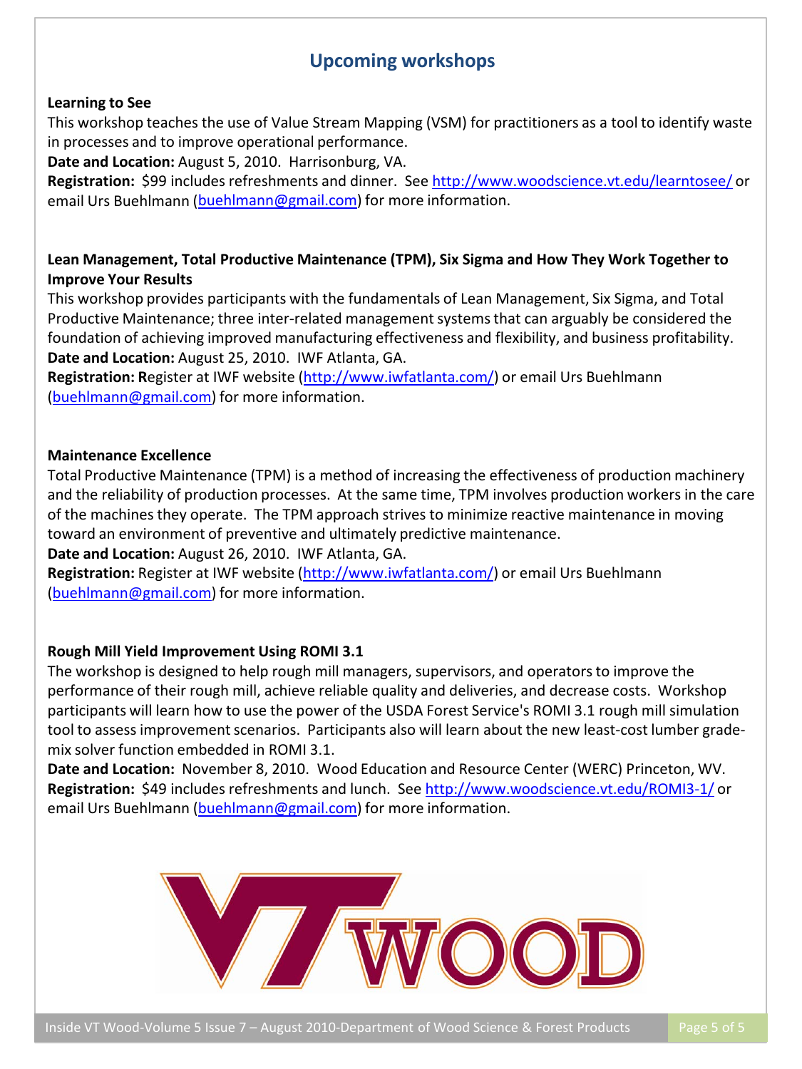## Upcoming workshops

**Learning to See**

This workshop teaches the use of Value Stream Mapping (VSM) for practitioners as a tool to identify waste in processes and to improve operational performance.

**Date and Location:** August 5, 2010. Harrisonburg, VA.

**Registration:** $99 includes refreshments and dinner. See http://www.woodscience.vt.edu/learntosee/ or email Urs Buehlmann (buehlmann@gmail.com) for more information.

**Lean Management, Total Productive Maintenance (TPM), Six Sigma and How They Work Together to Improve Your Results**

This workshop provides participants with the fundamentals of Lean Management, Six Sigma, and Total Productive Maintenance; three inter-related management systems that can arguably be considered the foundation of achieving improved manufacturing effectiveness and flexibility, and business profitability.

**Date and Location:** August 25, 2010. IWF Atlanta, GA.

**Registration: R**egister at IWF website (http://www.iwfatlanta.com/) or email Urs Buehlmann (buehlmann@gmail.com) for more information.

**Maintenance Excellence**

Total Productive Maintenance (TPM) is a method of increasing the effectiveness of production machinery and the reliability of production processes. At the same time, TPM involves production workers in the care of the machines they operate. The TPM approach strives to minimize reactive maintenance in moving toward an environment of preventive and ultimately predictive maintenance.

**Date and Location:** August 26, 2010. IWF Atlanta, GA.

**Registration:** Register at IWF website (http://www.iwfatlanta.com/) or email Urs Buehlmann (buehlmann@gmail.com) for more information.

**Rough Mill Yield Improvement Using ROMI 3.1**

The workshop is designed to help rough mill managers, supervisors, and operators to improve the performance of their rough mill, achieve reliable quality and deliveries, and decrease costs. Workshop participants will learn how to use the power of the USDA Forest Service's ROMI 3.1 rough mill simulation tool to assess improvement scenarios. Participants also will learn about the new least-cost lumber grade-mix solver function embedded in ROMI 3.1.

**Date and Location:** November 8, 2010. Wood Education and Resource Center (WERC) Princeton, WV.

**Registration:** $49 includes refreshments and lunch. See http://www.woodscience.vt.edu/ROMI3-1/ or email Urs Buehlmann (buehlmann@gmail.com) for more information.

VT WOOD